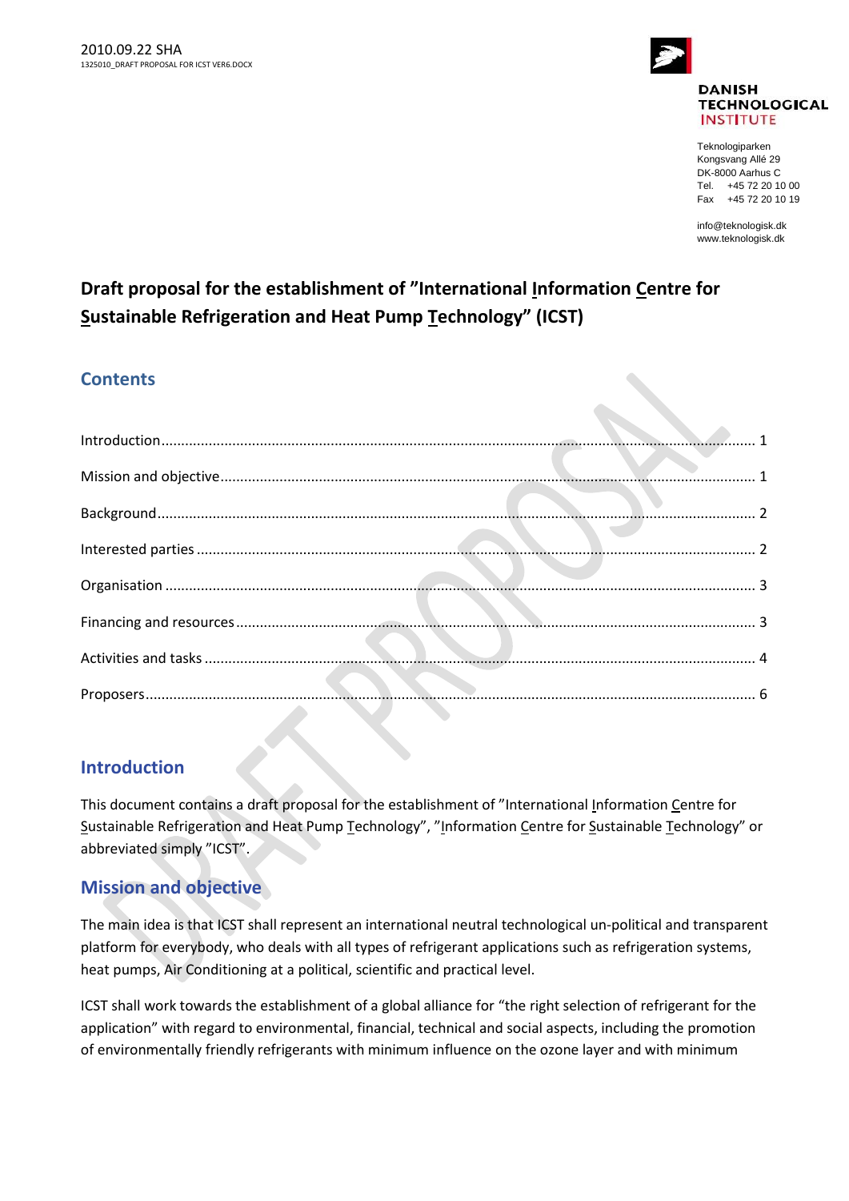2010.09.22 SHA
1325010_DRAFT PROPOSAL FOR ICST VER6.DOCX

DANISH TECHNOLOGICAL INSTITUTE

Teknologiparken
Kongsvang Allé 29
DK-8000 Aarhus C
Tel. +45 72 20 10 00
Fax +45 72 20 10 19

info@teknologisk.dk
www.teknologisk.dk

# Draft proposal for the establishment of "International Information Centre for Sustainable Refrigeration and Heat Pump Technology" (ICST)

## Contents

Introduction ........ 1

Mission and objective ........ 1

Background ........ 2

Interested parties ........ 2

Organisation ........ 3

Financing and resources ........ 3

Activities and tasks ........ 4

Proposers ........ 6

## Introduction

This document contains a draft proposal for the establishment of "International Information Centre for Sustainable Refrigeration and Heat Pump Technology", "Information Centre for Sustainable Technology" or abbreviated simply "ICST".

## Mission and objective

The main idea is that ICST shall represent an international neutral technological un-political and transparent platform for everybody, who deals with all types of refrigerant applications such as refrigeration systems, heat pumps, Air Conditioning at a political, scientific and practical level.

ICST shall work towards the establishment of a global alliance for "the right selection of refrigerant for the application" with regard to environmental, financial, technical and social aspects, including the promotion of environmentally friendly refrigerants with minimum influence on the ozone layer and with minimum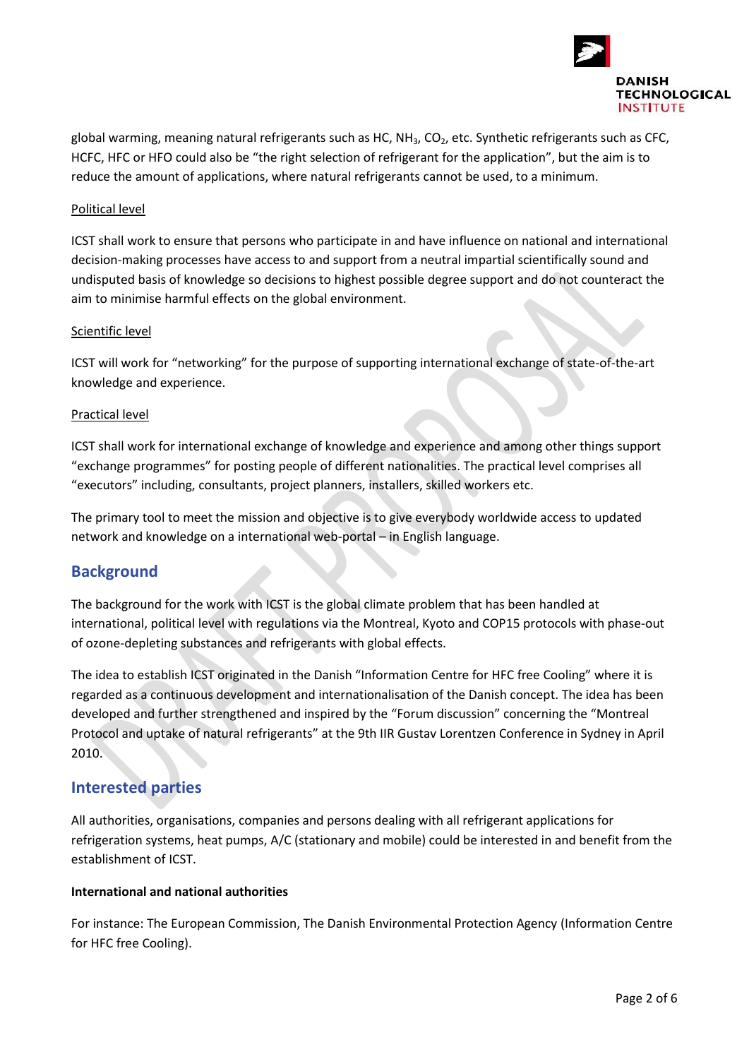global warming, meaning natural refrigerants such as HC, $NH_3$, $CO_2$, etc. Synthetic refrigerants such as CFC, HCFC, HFC or HFO could also be “the right selection of refrigerant for the application”, but the aim is to reduce the amount of applications, where natural refrigerants cannot be used, to a minimum.

Political level

ICST shall work to ensure that persons who participate in and have influence on national and international decision-making processes have access to and support from a neutral impartial scientifically sound and undisputed basis of knowledge so decisions to highest possible degree support and do not counteract the aim to minimise harmful effects on the global environment.

Scientific level

ICST will work for “networking” for the purpose of supporting international exchange of state-of-the-art knowledge and experience.

Practical level

ICST shall work for international exchange of knowledge and experience and among other things support “exchange programmes” for posting people of different nationalities. The practical level comprises all “executors” including, consultants, project planners, installers, skilled workers etc.

The primary tool to meet the mission and objective is to give everybody worldwide access to updated network and knowledge on a international web-portal – in English language.

## Background

The background for the work with ICST is the global climate problem that has been handled at international, political level with regulations via the Montreal, Kyoto and COP15 protocols with phase-out of ozone-depleting substances and refrigerants with global effects.

The idea to establish ICST originated in the Danish “Information Centre for HFC free Cooling” where it is regarded as a continuous development and internationalisation of the Danish concept. The idea has been developed and further strengthened and inspired by the “Forum discussion” concerning the “Montreal Protocol and uptake of natural refrigerants” at the 9th IIR Gustav Lorentzen Conference in Sydney in April 2010.

## Interested parties

All authorities, organisations, companies and persons dealing with all refrigerant applications for refrigeration systems, heat pumps, A/C (stationary and mobile) could be interested in and benefit from the establishment of ICST.

**International and national authorities**

For instance: The European Commission, The Danish Environmental Protection Agency (Information Centre for HFC free Cooling).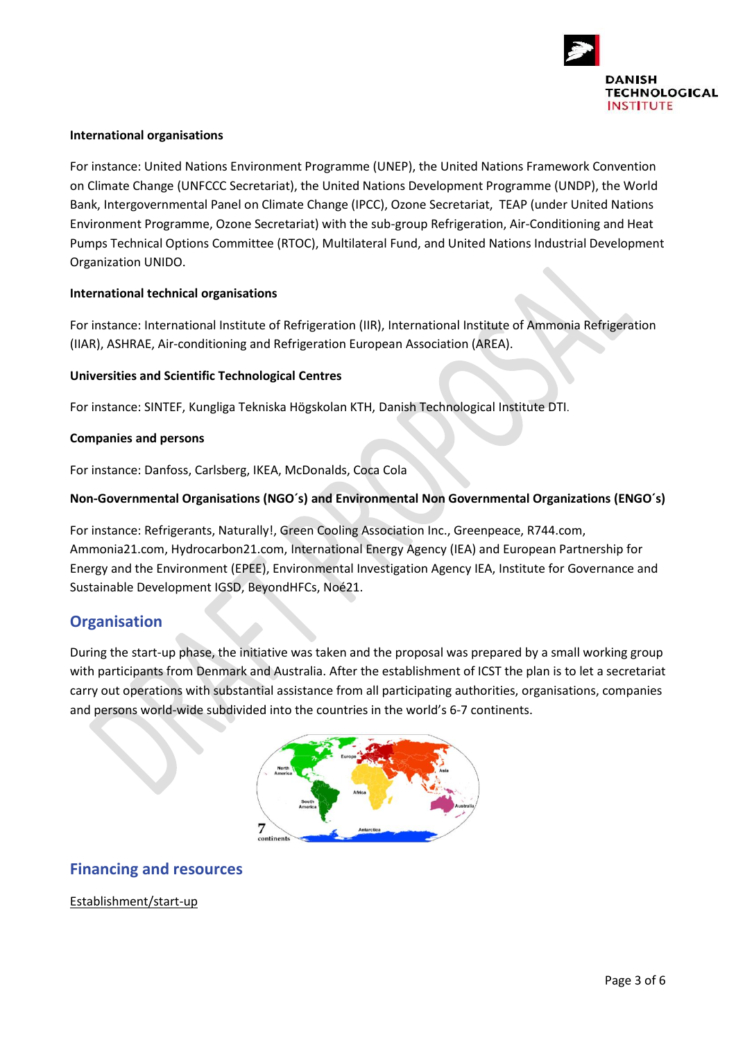**International organisations**

For instance: United Nations Environment Programme (UNEP), the United Nations Framework Convention on Climate Change (UNFCCC Secretariat), the United Nations Development Programme (UNDP), the World Bank, Intergovernmental Panel on Climate Change (IPCC), Ozone Secretariat, TEAP (under United Nations Environment Programme, Ozone Secretariat) with the sub-group Refrigeration, Air-Conditioning and Heat Pumps Technical Options Committee (RTOC), Multilateral Fund, and United Nations Industrial Development Organization UNIDO.

**International technical organisations**

For instance: International Institute of Refrigeration (IIR), International Institute of Ammonia Refrigeration (IIAR), ASHRAE, Air-conditioning and Refrigeration European Association (AREA).

**Universities and Scientific Technological Centres**

For instance: SINTEF, Kungliga Tekniska Högskolan KTH, Danish Technological Institute DTI.

**Companies and persons**

For instance: Danfoss, Carlsberg, IKEA, McDonalds, Coca Cola

**Non-Governmental Organisations (NGO´s) and Environmental Non Governmental Organizations (ENGO´s)**

For instance: Refrigerants, Naturally!, Green Cooling Association Inc., Greenpeace, R744.com, Ammonia21.com, Hydrocarbon21.com, International Energy Agency (IEA) and European Partnership for Energy and the Environment (EPEE), Environmental Investigation Agency IEA, Institute for Governance and Sustainable Development IGSD, BeyondHFCs, Noé21.

## Organisation

During the start-up phase, the initiative was taken and the proposal was prepared by a small working group with participants from Denmark and Australia. After the establishment of ICST the plan is to let a secretariat carry out operations with substantial assistance from all participating authorities, organisations, companies and persons world-wide subdivided into the countries in the world's 6-7 continents.

North America
South America
Europe
Africa
Asia
Australia
Antarctica
7 continents

## Financing and resources

Establishment/start-up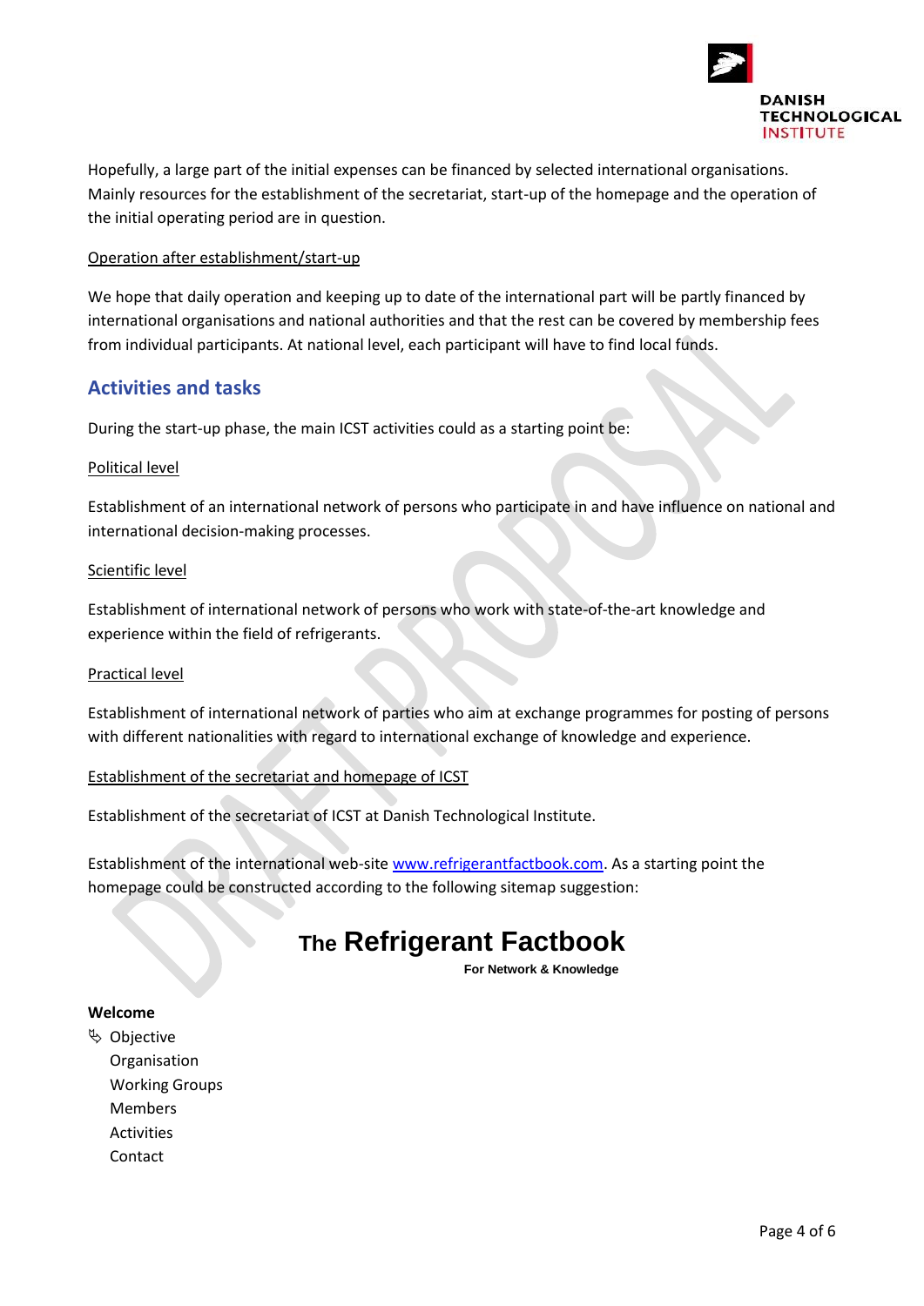Hopefully, a large part of the initial expenses can be financed by selected international organisations. Mainly resources for the establishment of the secretariat, start-up of the homepage and the operation of the initial operating period are in question.

Operation after establishment/start-up

We hope that daily operation and keeping up to date of the international part will be partly financed by international organisations and national authorities and that the rest can be covered by membership fees from individual participants. At national level, each participant will have to find local funds.

## Activities and tasks

During the start-up phase, the main ICST activities could as a starting point be:

Political level

Establishment of an international network of persons who participate in and have influence on national and international decision-making processes.

Scientific level

Establishment of international network of persons who work with state-of-the-art knowledge and experience within the field of refrigerants.

Practical level

Establishment of international network of parties who aim at exchange programmes for posting of persons with different nationalities with regard to international exchange of knowledge and experience.

Establishment of the secretariat and homepage of ICST

Establishment of the secretariat of ICST at Danish Technological Institute.

Establishment of the international web-site www.refrigerantfactbook.com. As a starting point the homepage could be constructed according to the following sitemap suggestion:

**The Refrigerant Factbook**

**For Network & Knowledge**

**Welcome**

- Objective
- Organisation
- Working Groups
- Members
- Activities
- Contact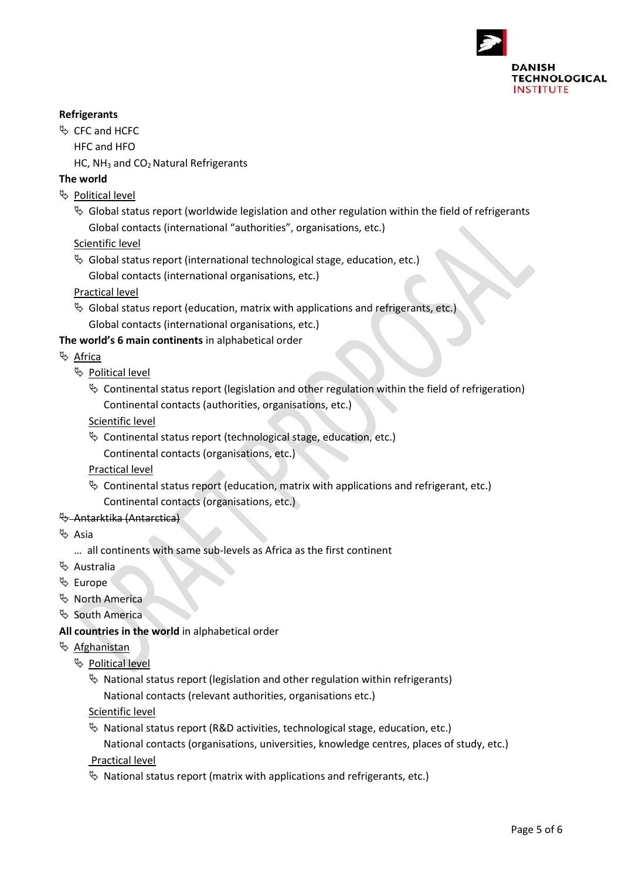**Refrigerants**

- CFC and HCFC
  HFC and HFO
  HC, $NH_3$ and $CO_2$ Natural Refrigerants

**The world**

- Political level
  - Global status report (worldwide legislation and other regulation within the field of refrigerants
    Global contacts (international "authorities", organisations, etc.)

  Scientific level
  - Global status report (international technological stage, education, etc.)
    Global contacts (international organisations, etc.)

  Practical level
  - Global status report (education, matrix with applications and refrigerants, etc.)
    Global contacts (international organisations, etc.)

**The world's 6 main continents** in alphabetical order

- Africa
  - Political level
    - Continental status report (legislation and other regulation within the field of refrigeration)
      Continental contacts (authorities, organisations, etc.)

    Scientific level
    - Continental status report (technological stage, education, etc.)
      Continental contacts (organisations, etc.)

    Practical level
    - Continental status report (education, matrix with applications and refrigerant, etc.)
      Continental contacts (organisations, etc.)
- ~~Antarktika (Antarctica)~~
- Asia
  … all continents with same sub-levels as Africa as the first continent
- Australia
- Europe
- North America
- South America

**All countries in the world** in alphabetical order

- Afghanistan
  - Political level
    - National status report (legislation and other regulation within refrigerants)
      National contacts (relevant authorities, organisations etc.)

    Scientific level
    - National status report (R&D activities, technological stage, education, etc.)
      National contacts (organisations, universities, knowledge centres, places of study, etc.)

    Practical level
    - National status report (matrix with applications and refrigerants, etc.)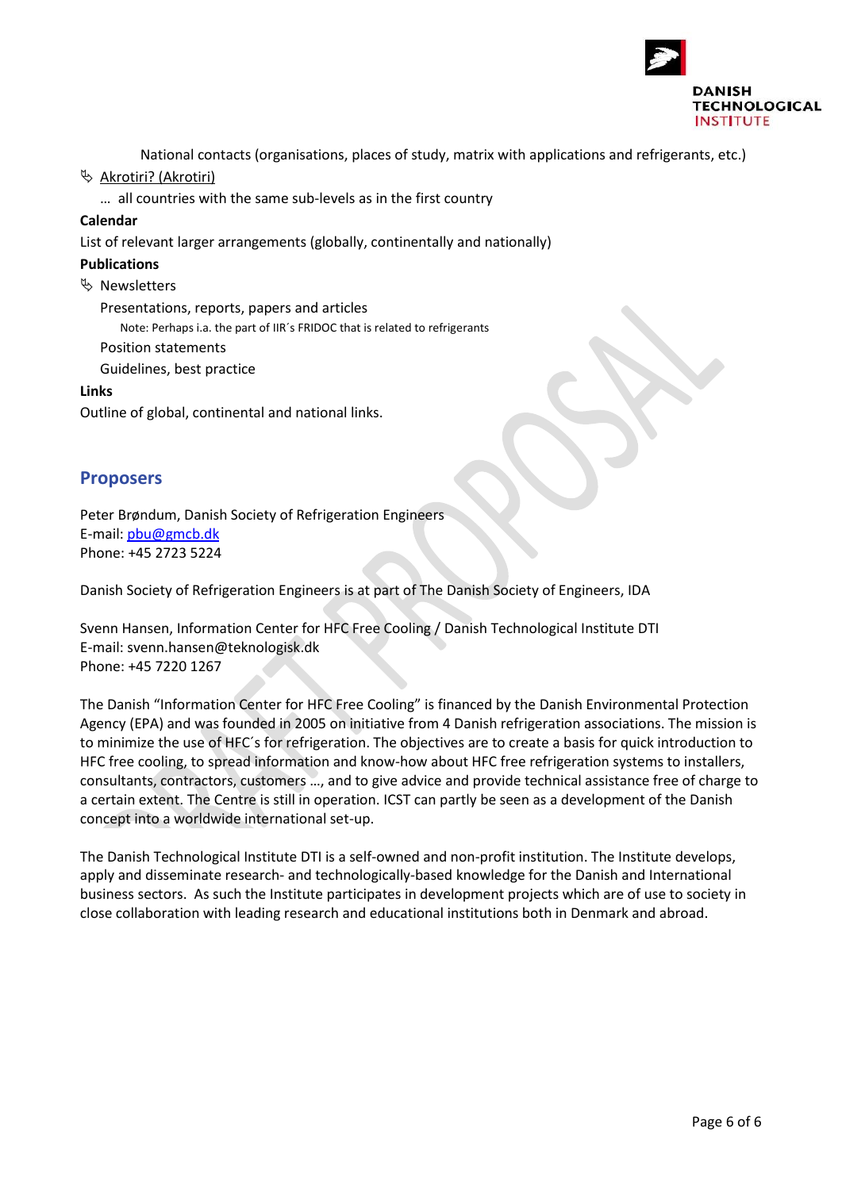National contacts (organisations, places of study, matrix with applications and refrigerants, etc.)

- Akrotiri? (Akrotiri)

… all countries with the same sub-levels as in the first country

**Calendar**

List of relevant larger arrangements (globally, continentally and nationally)

**Publications**

- Newsletters

Presentations, reports, papers and articles

Note: Perhaps i.a. the part of IIR´s FRIDOC that is related to refrigerants

Position statements

Guidelines, best practice

**Links**

Outline of global, continental and national links.

## Proposers

Peter Brøndum, Danish Society of Refrigeration Engineers
E-mail: pbu@gmcb.dk
Phone: +45 2723 5224

Danish Society of Refrigeration Engineers is at part of The Danish Society of Engineers, IDA

Svenn Hansen, Information Center for HFC Free Cooling / Danish Technological Institute DTI
E-mail: svenn.hansen@teknologisk.dk
Phone: +45 7220 1267

The Danish "Information Center for HFC Free Cooling" is financed by the Danish Environmental Protection Agency (EPA) and was founded in 2005 on initiative from 4 Danish refrigeration associations. The mission is to minimize the use of HFC´s for refrigeration. The objectives are to create a basis for quick introduction to HFC free cooling, to spread information and know-how about HFC free refrigeration systems to installers, consultants, contractors, customers …, and to give advice and provide technical assistance free of charge to a certain extent. The Centre is still in operation. ICST can partly be seen as a development of the Danish concept into a worldwide international set-up.

The Danish Technological Institute DTI is a self-owned and non-profit institution. The Institute develops, apply and disseminate research- and technologically-based knowledge for the Danish and International business sectors. As such the Institute participates in development projects which are of use to society in close collaboration with leading research and educational institutions both in Denmark and abroad.